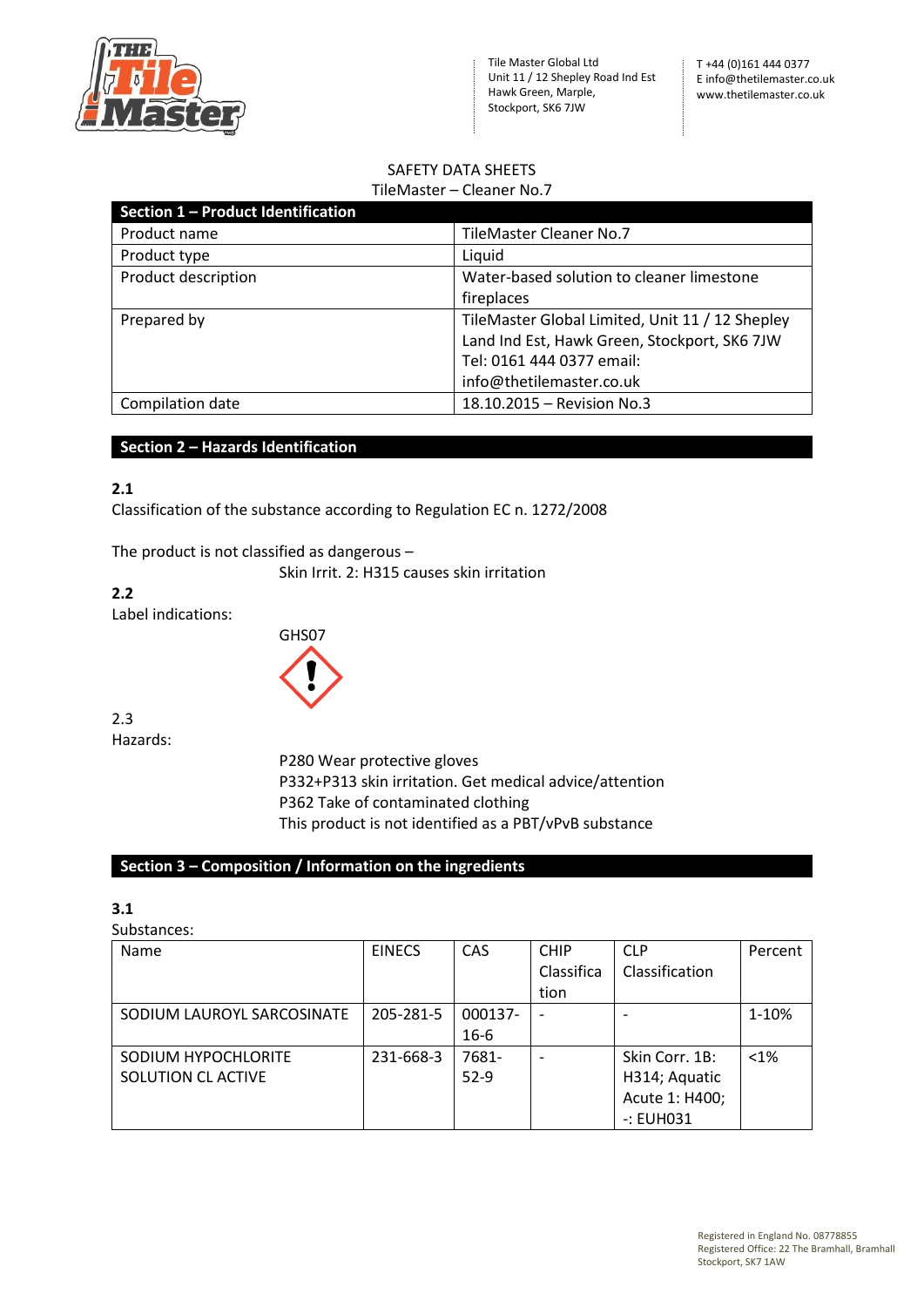Tile Master Global Ltd
Unit 11 / 12 Shepley Road Ind Est
Hawk Green, Marple,
Stockport, SK6 7JW

T +44 (0)161 444 0377
E info@thetilemaster.co.uk
www.thetilemaster.co.uk

SAFETY DATA SHEETS
TileMaster – Cleaner No.7

| Section 1 – Product Identification | |
|---|---|
| Product name | TileMaster Cleaner No.7 |
| Product type | Liquid |
| Product description | Water-based solution to cleaner limestone fireplaces |
| Prepared by | TileMaster Global Limited, Unit 11 / 12 Shepley Land Ind Est, Hawk Green, Stockport, SK6 7JW Tel: 0161 444 0377 email: info@thetilemaster.co.uk |
| Compilation date | 18.10.2015 – Revision No.3 |

## Section 2 – Hazards Identification

**2.1**
Classification of the substance according to Regulation EC n. 1272/2008

The product is not classified as dangerous –
Skin Irrit. 2: H315 causes skin irritation

**2.2**
Label indications:

GHS07

2.3
Hazards:

P280 Wear protective gloves
P332+P313 skin irritation. Get medical advice/attention
P362 Take of contaminated clothing
This product is not identified as a PBT/vPvB substance

## Section 3 – Composition / Information on the ingredients

**3.1**
Substances:

| Name | EINECS | CAS | CHIP Classification | CLP Classification | Percent |
|---|---|---|---|---|---|
| SODIUM LAUROYL SARCOSINATE | 205-281-5 | 000137-16-6 | - | - | 1-10% |
| SODIUM HYPOCHLORITE SOLUTION CL ACTIVE | 231-668-3 | 7681-52-9 | - | Skin Corr. 1B: H314; Aquatic Acute 1: H400; -: EUH031 | <1% |

Registered in England No. 08778855
Registered Office: 22 The Bramhall, Bramhall
Stockport, SK7 1AW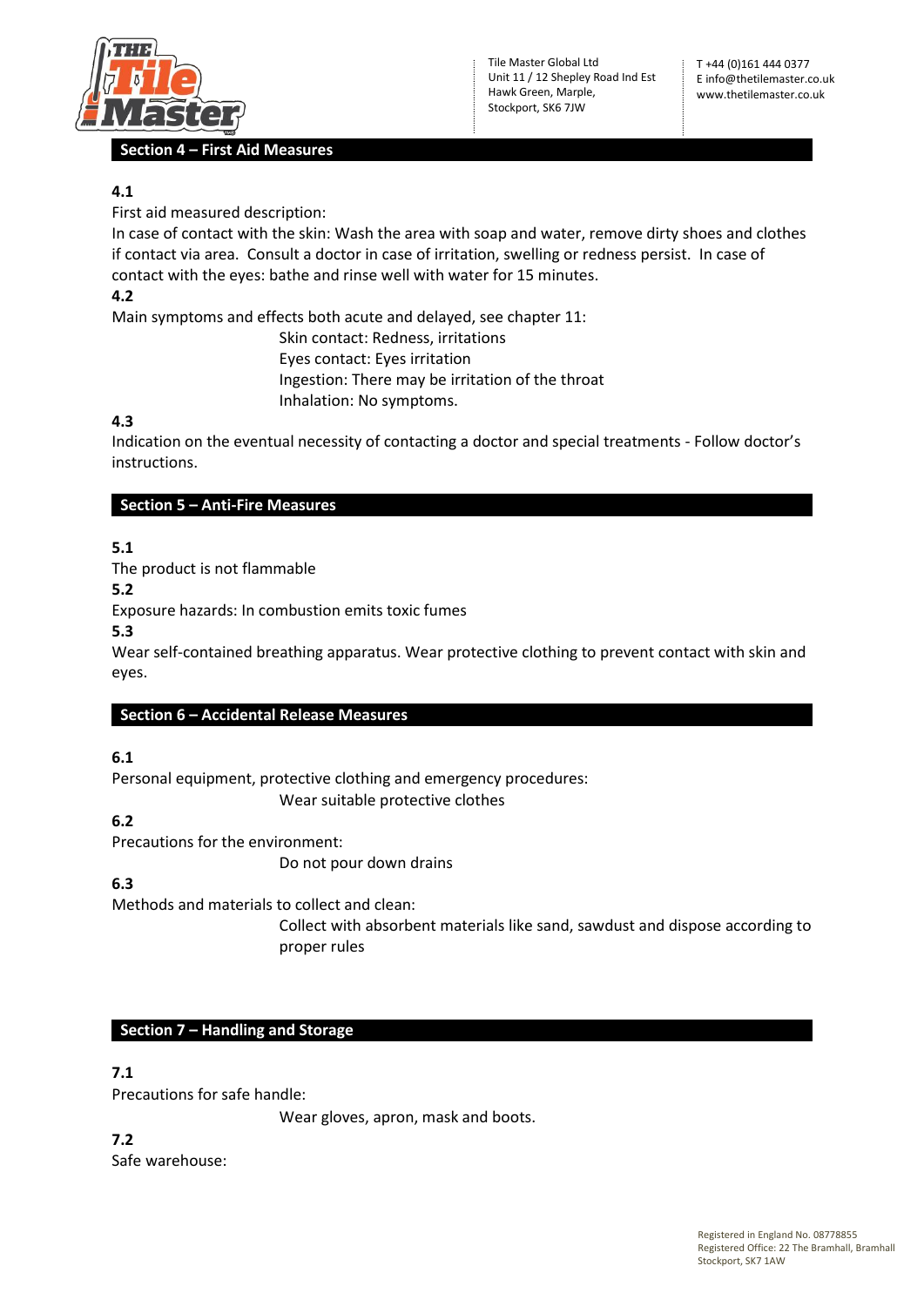## Section 4 – First Aid Measures

**4.1**

First aid measured description:

In case of contact with the skin: Wash the area with soap and water, remove dirty shoes and clothes if contact via area. Consult a doctor in case of irritation, swelling or redness persist. In case of contact with the eyes: bathe and rinse well with water for 15 minutes.

**4.2**

Main symptoms and effects both acute and delayed, see chapter 11:

Skin contact: Redness, irritations
Eyes contact: Eyes irritation
Ingestion: There may be irritation of the throat
Inhalation: No symptoms.

**4.3**

Indication on the eventual necessity of contacting a doctor and special treatments - Follow doctor's instructions.

## Section 5 – Anti-Fire Measures

**5.1**

The product is not flammable

**5.2**

Exposure hazards: In combustion emits toxic fumes

**5.3**

Wear self-contained breathing apparatus. Wear protective clothing to prevent contact with skin and eyes.

## Section 6 – Accidental Release Measures

**6.1**

Personal equipment, protective clothing and emergency procedures:

Wear suitable protective clothes

**6.2**

Precautions for the environment:

Do not pour down drains

**6.3**

Methods and materials to collect and clean:

Collect with absorbent materials like sand, sawdust and dispose according to proper rules

## Section 7 – Handling and Storage

**7.1**

Precautions for safe handle:

Wear gloves, apron, mask and boots.

**7.2**

Safe warehouse: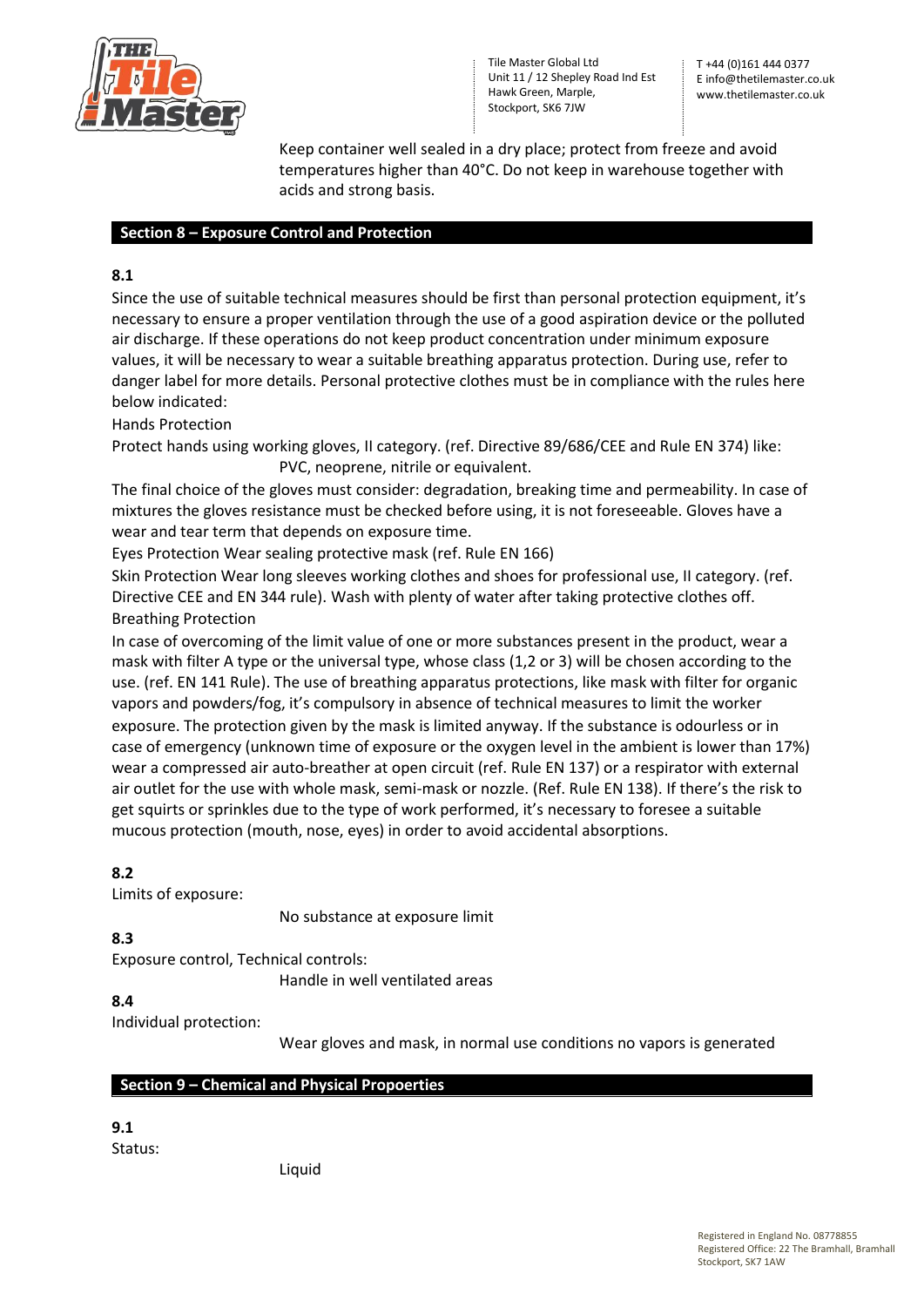Keep container well sealed in a dry place; protect from freeze and avoid temperatures higher than 40°C. Do not keep in warehouse together with acids and strong basis.

## Section 8 – Exposure Control and Protection

**8.1**

Since the use of suitable technical measures should be first than personal protection equipment, it's necessary to ensure a proper ventilation through the use of a good aspiration device or the polluted air discharge. If these operations do not keep product concentration under minimum exposure values, it will be necessary to wear a suitable breathing apparatus protection. During use, refer to danger label for more details. Personal protective clothes must be in compliance with the rules here below indicated:

Hands Protection

Protect hands using working gloves, II category. (ref. Directive 89/686/CEE and Rule EN 374) like:
PVC, neoprene, nitrile or equivalent.

The final choice of the gloves must consider: degradation, breaking time and permeability. In case of mixtures the gloves resistance must be checked before using, it is not foreseeable. Gloves have a wear and tear term that depends on exposure time.

Eyes Protection Wear sealing protective mask (ref. Rule EN 166)

Skin Protection Wear long sleeves working clothes and shoes for professional use, II category. (ref. Directive CEE and EN 344 rule). Wash with plenty of water after taking protective clothes off.

Breathing Protection

In case of overcoming of the limit value of one or more substances present in the product, wear a mask with filter A type or the universal type, whose class (1,2 or 3) will be chosen according to the use. (ref. EN 141 Rule). The use of breathing apparatus protections, like mask with filter for organic vapors and powders/fog, it's compulsory in absence of technical measures to limit the worker exposure. The protection given by the mask is limited anyway. If the substance is odourless or in case of emergency (unknown time of exposure or the oxygen level in the ambient is lower than 17%) wear a compressed air auto-breather at open circuit (ref. Rule EN 137) or a respirator with external air outlet for the use with whole mask, semi-mask or nozzle. (Ref. Rule EN 138). If there's the risk to get squirts or sprinkles due to the type of work performed, it's necessary to foresee a suitable mucous protection (mouth, nose, eyes) in order to avoid accidental absorptions.

**8.2**

Limits of exposure:
No substance at exposure limit

**8.3**

Exposure control, Technical controls:
Handle in well ventilated areas

**8.4**

Individual protection:
Wear gloves and mask, in normal use conditions no vapors is generated

## Section 9 – Chemical and Physical Propoerties

**9.1**

Status:
Liquid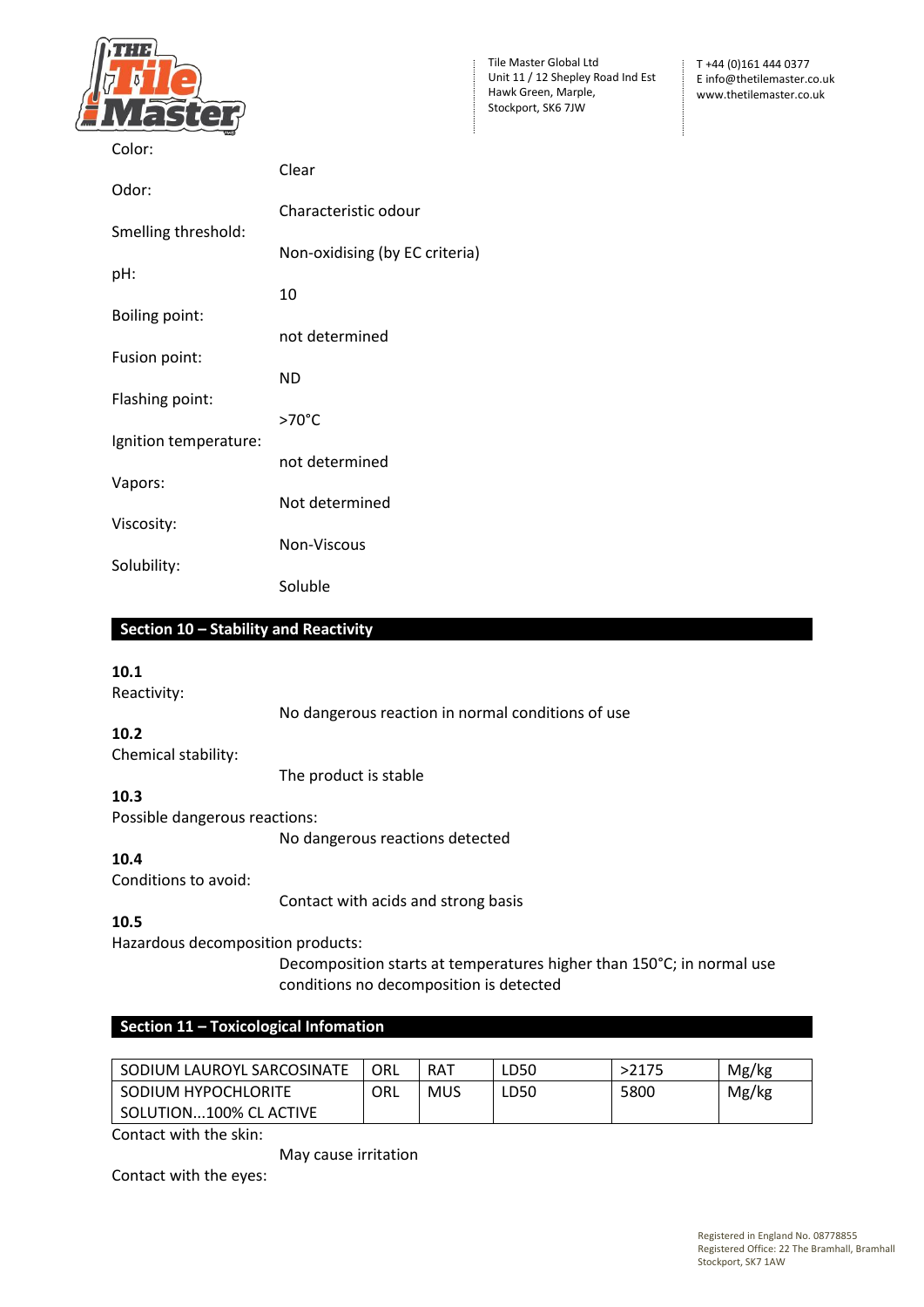Color: Clear

Odor: Characteristic odour

Smelling threshold: Non-oxidising (by EC criteria)

pH: 10

Boiling point: not determined

Fusion point: ND

Flashing point: >70°C

Ignition temperature: not determined

Vapors: Not determined

Viscosity: Non-Viscous

Solubility: Soluble

## Section 10 – Stability and Reactivity

**10.1**
Reactivity:
No dangerous reaction in normal conditions of use

**10.2**
Chemical stability:
The product is stable

**10.3**
Possible dangerous reactions:
No dangerous reactions detected

**10.4**
Conditions to avoid:
Contact with acids and strong basis

**10.5**
Hazardous decomposition products:
Decomposition starts at temperatures higher than 150°C; in normal use conditions no decomposition is detected

## Section 11 – Toxicological Infomation

| | | | | | |
|---|---|---|---|---|---|
| SODIUM LAUROYL SARCOSINATE | ORL | RAT | LD50 | >2175 | Mg/kg |
| SODIUM HYPOCHLORITE SOLUTION...100% CL ACTIVE | ORL | MUS | LD50 | 5800 | Mg/kg |

Contact with the skin:
May cause irritation

Contact with the eyes: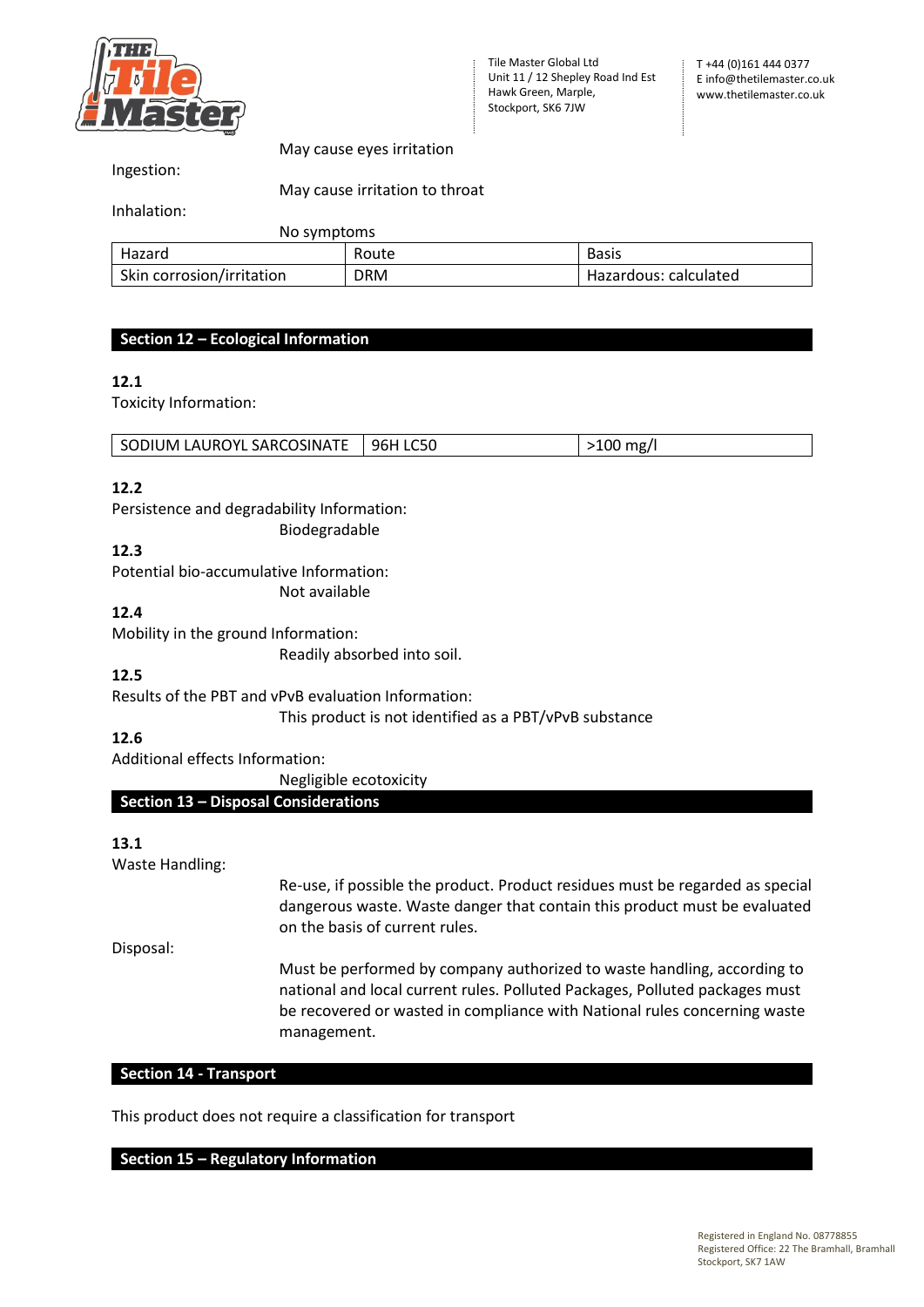May cause eyes irritation

Ingestion:

May cause irritation to throat

Inhalation:

No symptoms

| Hazard | Route | Basis |
| --- | --- | --- |
| Skin corrosion/irritation | DRM | Hazardous: calculated |

## Section 12 – Ecological Information

**12.1**

Toxicity Information:

| SODIUM LAUROYL SARCOSINATE | 96H LC50 | >100 mg/l |
| --- | --- | --- |

**12.2**

Persistence and degradability Information:

Biodegradable

**12.3**

Potential bio-accumulative Information:

Not available

**12.4**

Mobility in the ground Information:

Readily absorbed into soil.

**12.5**

Results of the PBT and vPvB evaluation Information:

This product is not identified as a PBT/vPvB substance

**12.6**

Additional effects Information:

Negligible ecotoxicity

## Section 13 – Disposal Considerations

**13.1**

Waste Handling:

Re-use, if possible the product. Product residues must be regarded as special dangerous waste. Waste danger that contain this product must be evaluated on the basis of current rules.

Disposal:

Must be performed by company authorized to waste handling, according to national and local current rules. Polluted Packages, Polluted packages must be recovered or wasted in compliance with National rules concerning waste management.

## Section 14 - Transport

This product does not require a classification for transport

## Section 15 – Regulatory Information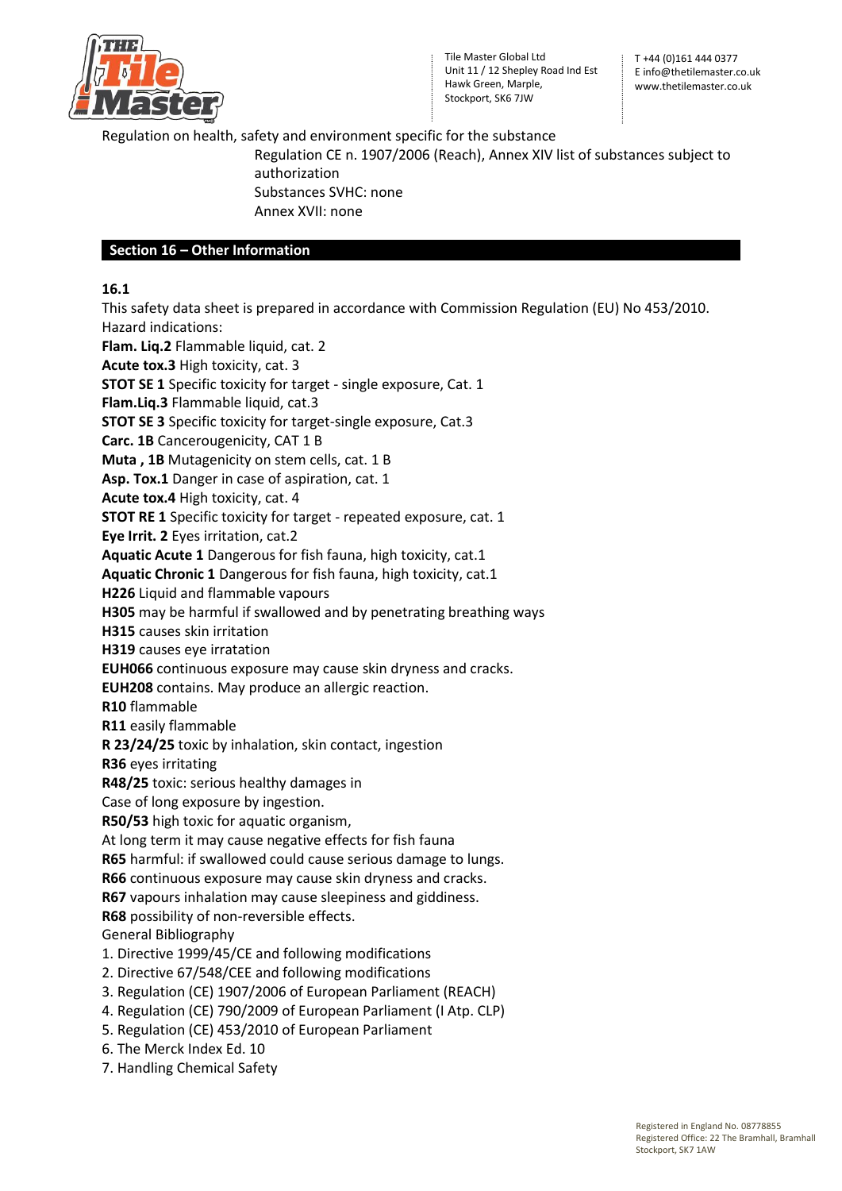Regulation on health, safety and environment specific for the substance

Regulation CE n. 1907/2006 (Reach), Annex XIV list of substances subject to authorization
Substances SVHC: none
Annex XVII: none

## Section 16 – Other Information

**16.1**

This safety data sheet is prepared in accordance with Commission Regulation (EU) No 453/2010.
Hazard indications:
**Flam. Liq.2** Flammable liquid, cat. 2
**Acute tox.3** High toxicity, cat. 3
**STOT SE 1** Specific toxicity for target - single exposure, Cat. 1
**Flam.Liq.3** Flammable liquid, cat.3
**STOT SE 3** Specific toxicity for target-single exposure, Cat.3
**Carc. 1B** Cancerougenicity, CAT 1 B
**Muta , 1B** Mutagenicity on stem cells, cat. 1 B
**Asp. Tox.1** Danger in case of aspiration, cat. 1
**Acute tox.4** High toxicity, cat. 4
**STOT RE 1** Specific toxicity for target - repeated exposure, cat. 1
**Eye Irrit. 2** Eyes irritation, cat.2
**Aquatic Acute 1** Dangerous for fish fauna, high toxicity, cat.1
**Aquatic Chronic 1** Dangerous for fish fauna, high toxicity, cat.1
**H226** Liquid and flammable vapours
**H305** may be harmful if swallowed and by penetrating breathing ways
**H315** causes skin irritation
**H319** causes eye irratation
**EUH066** continuous exposure may cause skin dryness and cracks.
**EUH208** contains. May produce an allergic reaction.
**R10** flammable
**R11** easily flammable
**R 23/24/25** toxic by inhalation, skin contact, ingestion
**R36** eyes irritating
**R48/25** toxic: serious healthy damages in
Case of long exposure by ingestion.
**R50/53** high toxic for aquatic organism,
At long term it may cause negative effects for fish fauna
**R65** harmful: if swallowed could cause serious damage to lungs.
**R66** continuous exposure may cause skin dryness and cracks.
**R67** vapours inhalation may cause sleepiness and giddiness.
**R68** possibility of non-reversible effects.
General Bibliography

1. Directive 1999/45/CE and following modifications
2. Directive 67/548/CEE and following modifications
3. Regulation (CE) 1907/2006 of European Parliament (REACH)
4. Regulation (CE) 790/2009 of European Parliament (I Atp. CLP)
5. Regulation (CE) 453/2010 of European Parliament
6. The Merck Index Ed. 10
7. Handling Chemical Safety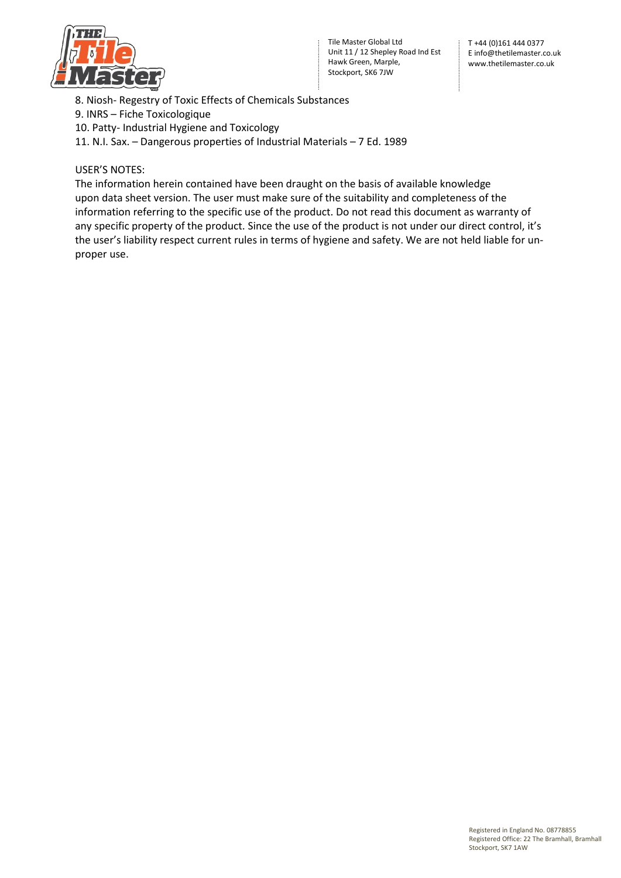8. Niosh- Regestry of Toxic Effects of Chemicals Substances
9. INRS – Fiche Toxicologique
10. Patty- Industrial Hygiene and Toxicology
11. N.I. Sax. – Dangerous properties of Industrial Materials – 7 Ed. 1989

USER'S NOTES:

The information herein contained have been draught on the basis of available knowledge upon data sheet version. The user must make sure of the suitability and completeness of the information referring to the specific use of the product. Do not read this document as warranty of any specific property of the product. Since the use of the product is not under our direct control, it's the user's liability respect current rules in terms of hygiene and safety. We are not held liable for un-proper use.